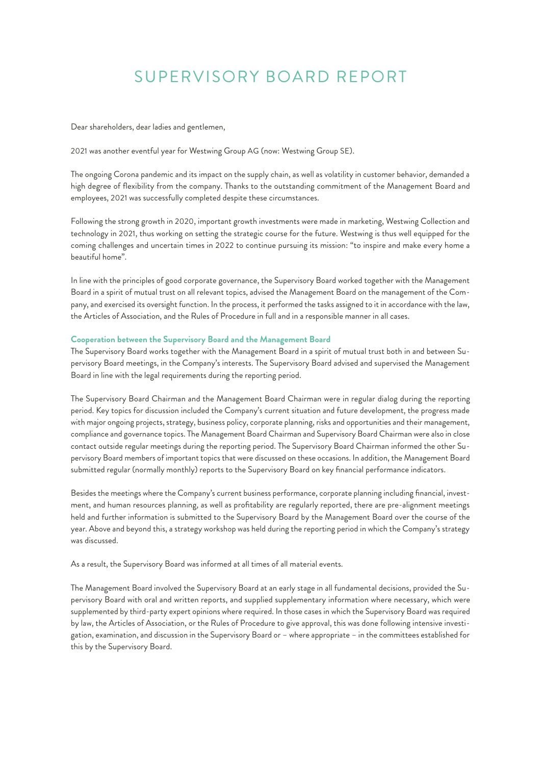# SUPERVISORY BOARD REPORT

Dear shareholders, dear ladies and gentlemen,

2021 was another eventful year for Westwing Group AG (now: Westwing Group SE).

The ongoing Corona pandemic and its impact on the supply chain, as well as volatility in customer behavior, demanded a high degree of flexibility from the company. Thanks to the outstanding commitment of the Management Board and employees, 2021 was successfully completed despite these circumstances.

Following the strong growth in 2020, important growth investments were made in marketing, Westwing Collection and technology in 2021, thus working on setting the strategic course for the future. Westwing is thus well equipped for the coming challenges and uncertain times in 2022 to continue pursuing its mission: "to inspire and make every home a beautiful home".

In line with the principles of good corporate governance, the Supervisory Board worked together with the Management Board in a spirit of mutual trust on all relevant topics, advised the Management Board on the management of the Company, and exercised its oversight function. In the process, it performed the tasks assigned to it in accordance with the law, the Articles of Association, and the Rules of Procedure in full and in a responsible manner in all cases.

### Cooperation between the Supervisory Board and the Management Board

The Supervisory Board works together with the Management Board in a spirit of mutual trust both in and between Supervisory Board meetings, in the Company's interests. The Supervisory Board advised and supervised the Management Board in line with the legal requirements during the reporting period.

The Supervisory Board Chairman and the Management Board Chairman were in regular dialog during the reporting period. Key topics for discussion included the Company's current situation and future development, the progress made with major ongoing projects, strategy, business policy, corporate planning, risks and opportunities and their management, compliance and governance topics. The Management Board Chairman and Supervisory Board Chairman were also in close contact outside regular meetings during the reporting period. The Supervisory Board Chairman informed the other Supervisory Board members of important topics that were discussed on these occasions. In addition, the Management Board submitted regular (normally monthly) reports to the Supervisory Board on key financial performance indicators.

Besides the meetings where the Company's current business performance, corporate planning including financial, investment, and human resources planning, as well as profitability are regularly reported, there are pre-alignment meetings held and further information is submitted to the Supervisory Board by the Management Board over the course of the year. Above and beyond this, a strategy workshop was held during the reporting period in which the Company's strategy was discussed.

As a result, the Supervisory Board was informed at all times of all material events.

The Management Board involved the Supervisory Board at an early stage in all fundamental decisions, provided the Supervisory Board with oral and written reports, and supplied supplementary information where necessary, which were supplemented by third-party expert opinions where required. In those cases in which the Supervisory Board was required by law, the Articles of Association, or the Rules of Procedure to give approval, this was done following intensive investigation, examination, and discussion in the Supervisory Board or – where appropriate – in the committees established for this by the Supervisory Board.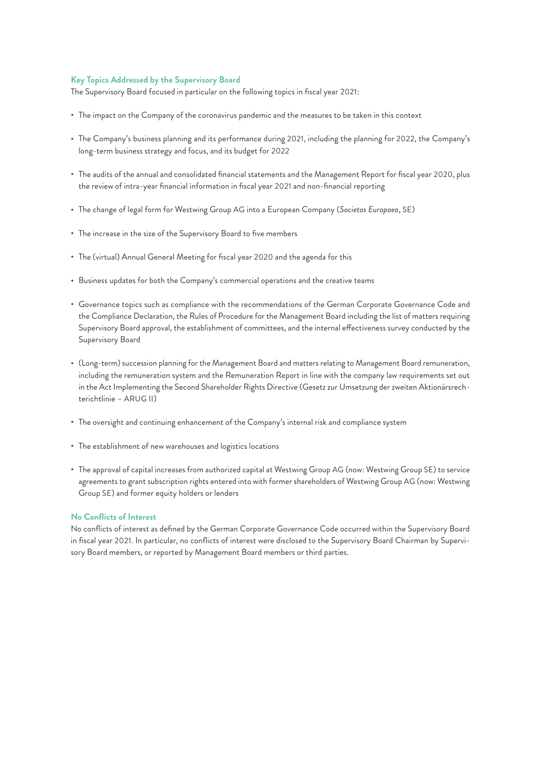## Key Topics Addressed by the Supervisory Board

The Supervisory Board focused in particular on the following topics in fiscal year 2021:

- The impact on the Company of the coronavirus pandemic and the measures to be taken in this context
- The Company's business planning and its performance during 2021, including the planning for 2022, the Company's long-term business strategy and focus, and its budget for 2022
- The audits of the annual and consolidated financial statements and the Management Report for fiscal year 2020, plus the review of intra-year financial information in fiscal year 2021 and non-financial reporting
- The change of legal form for Westwing Group AG into a European Company (*Societas Europaea*, SE)
- The increase in the size of the Supervisory Board to five members
- The (virtual) Annual General Meeting for fiscal year 2020 and the agenda for this
- Business updates for both the Company's commercial operations and the creative teams
- Governance topics such as compliance with the recommendations of the German Corporate Governance Code and the Compliance Declaration, the Rules of Procedure for the Management Board including the list of matters requiring Supervisory Board approval, the establishment of committees, and the internal effectiveness survey conducted by the Supervisory Board
- (Long-term) succession planning for the Management Board and matters relating to Management Board remuneration, including the remuneration system and the Remuneration Report in line with the company law requirements set out in the Act Implementing the Second Shareholder Rights Directive (Gesetz zur Umsetzung der zweiten Aktionärsrechterichtlinie – ARUG II)
- The oversight and continuing enhancement of the Company's internal risk and compliance system
- The establishment of new warehouses and logistics locations
- The approval of capital increases from authorized capital at Westwing Group AG (now: Westwing Group SE) to service agreements to grant subscription rights entered into with former shareholders of Westwing Group AG (now: Westwing Group SE) and former equity holders or lenders

## No Conflicts of Interest

No conflicts of interest as defined by the German Corporate Governance Code occurred within the Supervisory Board in fiscal year 2021. In particular, no conflicts of interest were disclosed to the Supervisory Board Chairman by Supervisory Board members, or reported by Management Board members or third parties.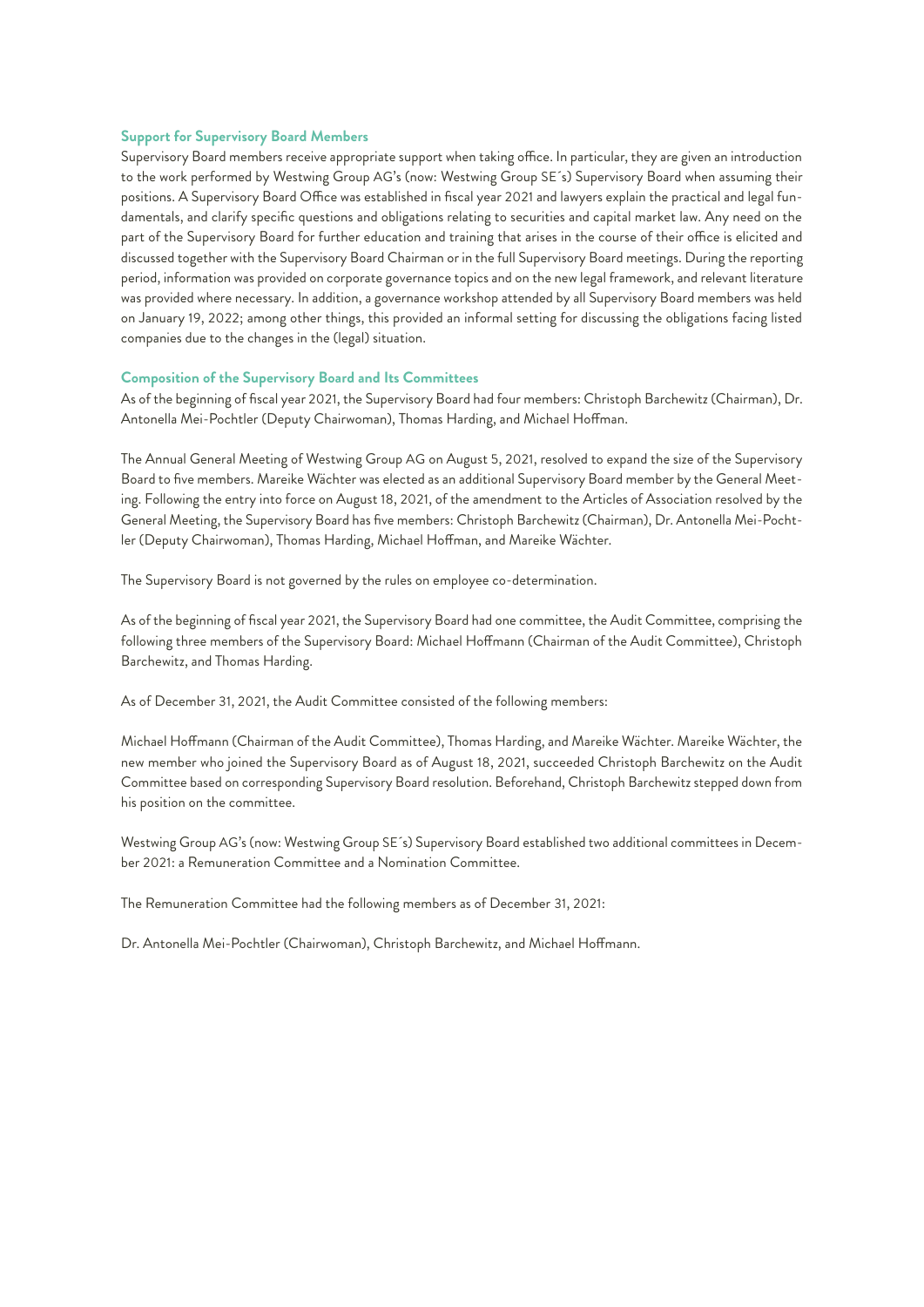### Support for Supervisory Board Members

Supervisory Board members receive appropriate support when taking office. In particular, they are given an introduction to the work performed by Westwing Group AG's (now: Westwing Group SE´s) Supervisory Board when assuming their positions. A Supervisory Board Office was established in fiscal year 2021 and lawyers explain the practical and legal fundamentals, and clarify specific questions and obligations relating to securities and capital market law. Any need on the part of the Supervisory Board for further education and training that arises in the course of their office is elicited and discussed together with the Supervisory Board Chairman or in the full Supervisory Board meetings. During the reporting period, information was provided on corporate governance topics and on the new legal framework, and relevant literature was provided where necessary. In addition, a governance workshop attended by all Supervisory Board members was held on January 19, 2022; among other things, this provided an informal setting for discussing the obligations facing listed companies due to the changes in the (legal) situation.

### Composition of the Supervisory Board and Its Committees

As of the beginning of fiscal year 2021, the Supervisory Board had four members: Christoph Barchewitz (Chairman), Dr. Antonella Mei-Pochtler (Deputy Chairwoman), Thomas Harding, and Michael Hoffman.

The Annual General Meeting of Westwing Group AG on August 5, 2021, resolved to expand the size of the Supervisory Board to five members. Mareike Wächter was elected as an additional Supervisory Board member by the General Meeting. Following the entry into force on August 18, 2021, of the amendment to the Articles of Association resolved by the General Meeting, the Supervisory Board has five members: Christoph Barchewitz (Chairman), Dr. Antonella Mei-Pochtler (Deputy Chairwoman), Thomas Harding, Michael Hoffman, and Mareike Wächter.

The Supervisory Board is not governed by the rules on employee co-determination.

As of the beginning of fiscal year 2021, the Supervisory Board had one committee, the Audit Committee, comprising the following three members of the Supervisory Board: Michael Hoffmann (Chairman of the Audit Committee), Christoph Barchewitz, and Thomas Harding.

As of December 31, 2021, the Audit Committee consisted of the following members:

Michael Hoffmann (Chairman of the Audit Committee), Thomas Harding, and Mareike Wächter. Mareike Wächter, the new member who joined the Supervisory Board as of August 18, 2021, succeeded Christoph Barchewitz on the Audit Committee based on corresponding Supervisory Board resolution. Beforehand, Christoph Barchewitz stepped down from his position on the committee.

Westwing Group AG's (now: Westwing Group SE´s) Supervisory Board established two additional committees in December 2021: a Remuneration Committee and a Nomination Committee.

The Remuneration Committee had the following members as of December 31, 2021:

Dr. Antonella Mei-Pochtler (Chairwoman), Christoph Barchewitz, and Michael Hoffmann.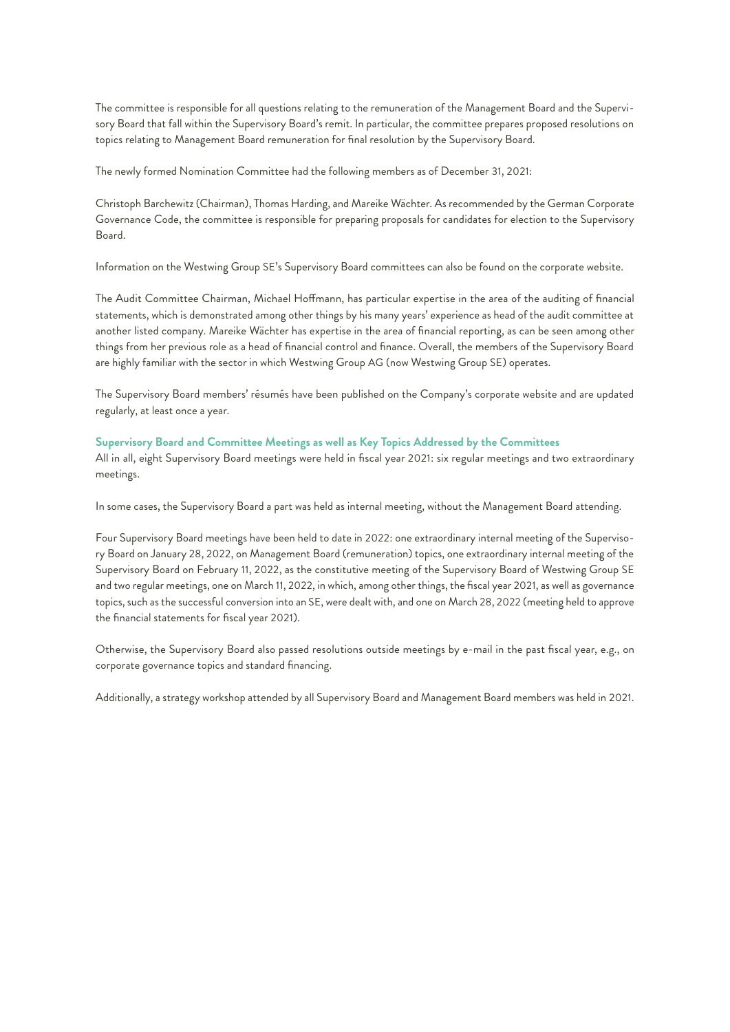The committee is responsible for all questions relating to the remuneration of the Management Board and the Supervisory Board that fall within the Supervisory Board's remit. In particular, the committee prepares proposed resolutions on topics relating to Management Board remuneration for final resolution by the Supervisory Board.

The newly formed Nomination Committee had the following members as of December 31, 2021:

Christoph Barchewitz (Chairman), Thomas Harding, and Mareike Wächter. As recommended by the German Corporate Governance Code, the committee is responsible for preparing proposals for candidates for election to the Supervisory Board.

Information on the Westwing Group SE's Supervisory Board committees can also be found on the corporate website.

The Audit Committee Chairman, Michael Hoffmann, has particular expertise in the area of the auditing of financial statements, which is demonstrated among other things by his many years' experience as head of the audit committee at another listed company. Mareike Wächter has expertise in the area of financial reporting, as can be seen among other things from her previous role as a head of financial control and finance. Overall, the members of the Supervisory Board are highly familiar with the sector in which Westwing Group AG (now Westwing Group SE) operates.

The Supervisory Board members' résumés have been published on the Company's corporate website and are updated regularly, at least once a year.

### Supervisory Board and Committee Meetings as well as Key Topics Addressed by the Committees

All in all, eight Supervisory Board meetings were held in fiscal year 2021: six regular meetings and two extraordinary meetings.

In some cases, the Supervisory Board a part was held as internal meeting, without the Management Board attending.

Four Supervisory Board meetings have been held to date in 2022: one extraordinary internal meeting of the Supervisory Board on January 28, 2022, on Management Board (remuneration) topics, one extraordinary internal meeting of the Supervisory Board on February 11, 2022, as the constitutive meeting of the Supervisory Board of Westwing Group SE and two regular meetings, one on March 11, 2022, in which, among other things, the fiscal year 2021, as well as governance topics, such as the successful conversion into an SE, were dealt with, and one on March 28, 2022 (meeting held to approve the financial statements for fiscal year 2021).

Otherwise, the Supervisory Board also passed resolutions outside meetings by e-mail in the past fiscal year, e.g., on corporate governance topics and standard financing.

Additionally, a strategy workshop attended by all Supervisory Board and Management Board members was held in 2021.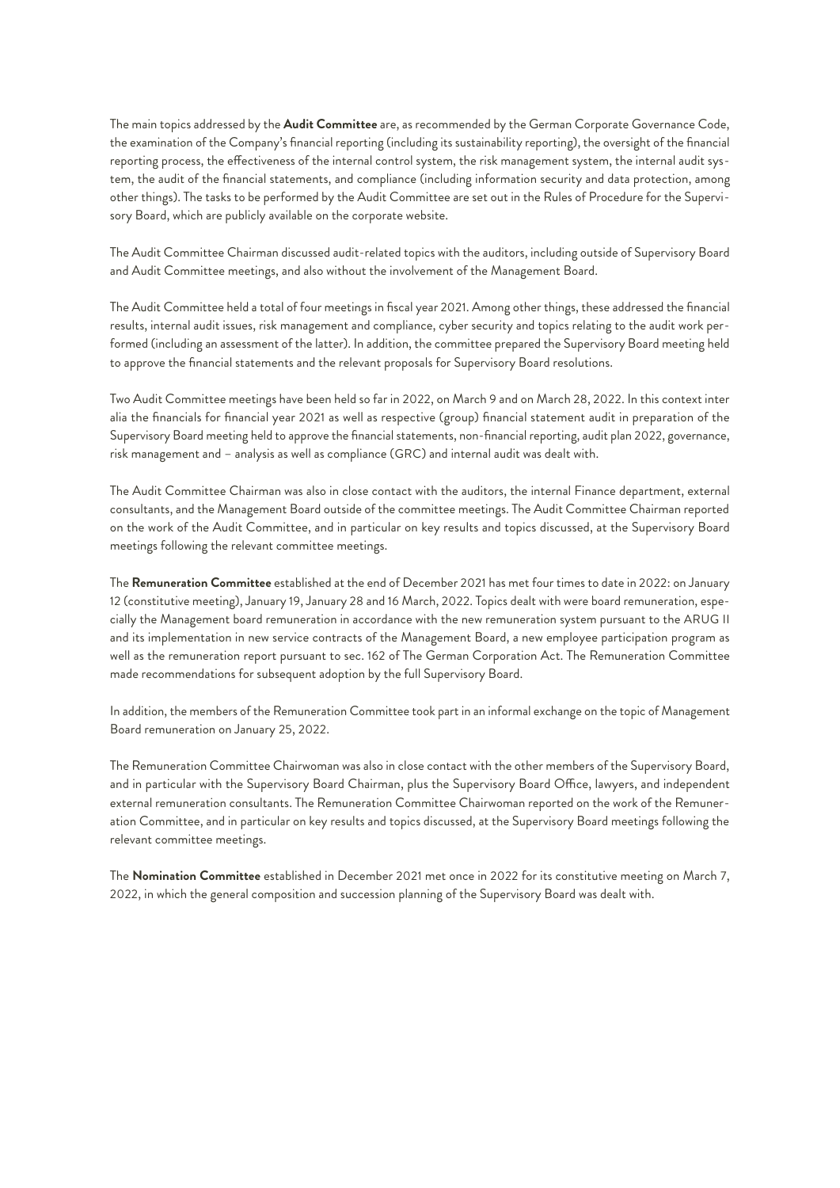The main topics addressed by the **Audit Committee** are, as recommended by the German Corporate Governance Code, the examination of the Company's financial reporting (including its sustainability reporting), the oversight of the financial reporting process, the effectiveness of the internal control system, the risk management system, the internal audit system, the audit of the financial statements, and compliance (including information security and data protection, among other things). The tasks to be performed by the Audit Committee are set out in the Rules of Procedure for the Supervisory Board, which are publicly available on the corporate website.

The Audit Committee Chairman discussed audit-related topics with the auditors, including outside of Supervisory Board and Audit Committee meetings, and also without the involvement of the Management Board.

The Audit Committee held a total of four meetings in fiscal year 2021. Among other things, these addressed the financial results, internal audit issues, risk management and compliance, cyber security and topics relating to the audit work performed (including an assessment of the latter). In addition, the committee prepared the Supervisory Board meeting held to approve the financial statements and the relevant proposals for Supervisory Board resolutions.

Two Audit Committee meetings have been held so far in 2022, on March 9 and on March 28, 2022. In this context inter alia the financials for financial year 2021 as well as respective (group) financial statement audit in preparation of the Supervisory Board meeting held to approve the financial statements, non-financial reporting, audit plan 2022, governance, risk management and – analysis as well as compliance (GRC) and internal audit was dealt with.

The Audit Committee Chairman was also in close contact with the auditors, the internal Finance department, external consultants, and the Management Board outside of the committee meetings. The Audit Committee Chairman reported on the work of the Audit Committee, and in particular on key results and topics discussed, at the Supervisory Board meetings following the relevant committee meetings.

The **Remuneration Committee** established at the end of December 2021 has met four times to date in 2022: on January 12 (constitutive meeting), January 19, January 28 and 16 March, 2022. Topics dealt with were board remuneration, especially the Management board remuneration in accordance with the new remuneration system pursuant to the ARUG II and its implementation in new service contracts of the Management Board, a new employee participation program as well as the remuneration report pursuant to sec. 162 of The German Corporation Act. The Remuneration Committee made recommendations for subsequent adoption by the full Supervisory Board.

In addition, the members of the Remuneration Committee took part in an informal exchange on the topic of Management Board remuneration on January 25, 2022.

The Remuneration Committee Chairwoman was also in close contact with the other members of the Supervisory Board, and in particular with the Supervisory Board Chairman, plus the Supervisory Board Office, lawyers, and independent external remuneration consultants. The Remuneration Committee Chairwoman reported on the work of the Remuneration Committee, and in particular on key results and topics discussed, at the Supervisory Board meetings following the relevant committee meetings.

The **Nomination Committee** established in December 2021 met once in 2022 for its constitutive meeting on March 7, 2022, in which the general composition and succession planning of the Supervisory Board was dealt with.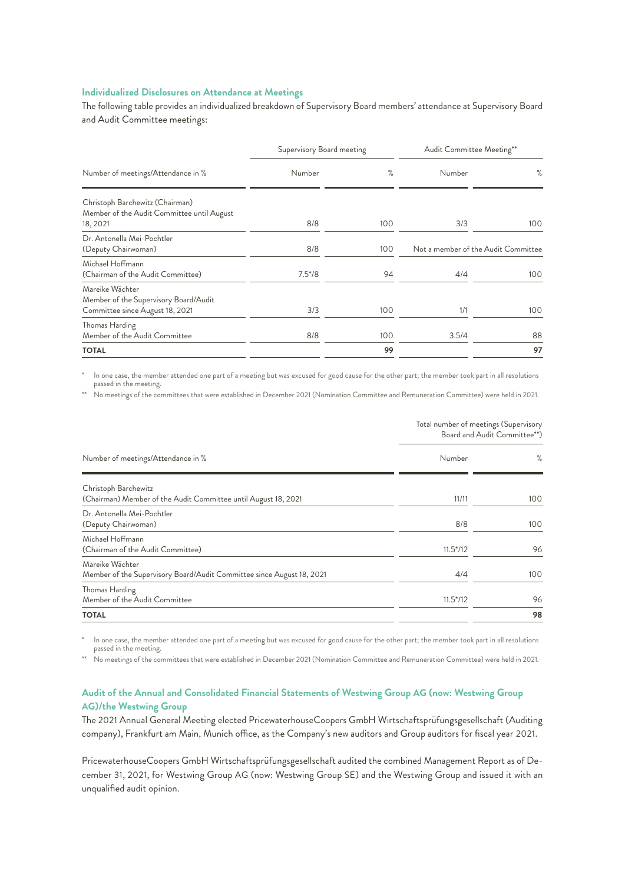### Individualized Disclosures on Attendance at Meetings

The following table provides an individualized breakdown of Supervisory Board members' attendance at Supervisory Board and Audit Committee meetings:

| Number of meetings/Attendance in % | Supervisory Board meeting | | Audit Committee Meeting** | |
|---|---|---|---|---|
| | Number | % | Number | % |
| Christoph Barchewitz (Chairman) Member of the Audit Committee until August 18, 2021 | 8/8 | 100 | 3/3 | 100 |
| Dr. Antonella Mei-Pochtler (Deputy Chairwoman) | 8/8 | 100 | Not a member of the Audit Committee | |
| Michael Hoffmann (Chairman of the Audit Committee) | 7.5*/8 | 94 | 4/4 | 100 |
| Mareike Wächter Member of the Supervisory Board/Audit Committee since August 18, 2021 | 3/3 | 100 | 1/1 | 100 |
| Thomas Harding Member of the Audit Committee | 8/8 | 100 | 3.5/4 | 88 |
| **TOTAL** | | **99** | | **97** |

\* In one case, the member attended one part of a meeting but was excused for good cause for the other part; the member took part in all resolutions passed in the meeting.

\** No meetings of the committees that were established in December 2021 (Nomination Committee and Remuneration Committee) were held in 2021.

| Number of meetings/Attendance in % | Total number of meetings (Supervisory Board and Audit Committee**) | |
|---|---|---|
| | Number | % |
| Christoph Barchewitz (Chairman) Member of the Audit Committee until August 18, 2021 | 11/11 | 100 |
| Dr. Antonella Mei-Pochtler (Deputy Chairwoman) | 8/8 | 100 |
| Michael Hoffmann (Chairman of the Audit Committee) | 11.5*/12 | 96 |
| Mareike Wächter Member of the Supervisory Board/Audit Committee since August 18, 2021 | 4/4 | 100 |
| Thomas Harding Member of the Audit Committee | 11.5*/12 | 96 |
| **TOTAL** | | **98** |

\* In one case, the member attended one part of a meeting but was excused for good cause for the other part; the member took part in all resolutions passed in the meeting.

\** No meetings of the committees that were established in December 2021 (Nomination Committee and Remuneration Committee) were held in 2021.

### Audit of the Annual and Consolidated Financial Statements of Westwing Group AG (now: Westwing Group AG)/the Westwing Group

The 2021 Annual General Meeting elected PricewaterhouseCoopers GmbH Wirtschaftsprüfungsgesellschaft (Auditing company), Frankfurt am Main, Munich office, as the Company's new auditors and Group auditors for fiscal year 2021.

PricewaterhouseCoopers GmbH Wirtschaftsprüfungsgesellschaft audited the combined Management Report as of December 31, 2021, for Westwing Group AG (now: Westwing Group SE) and the Westwing Group and issued it with an unqualified audit opinion.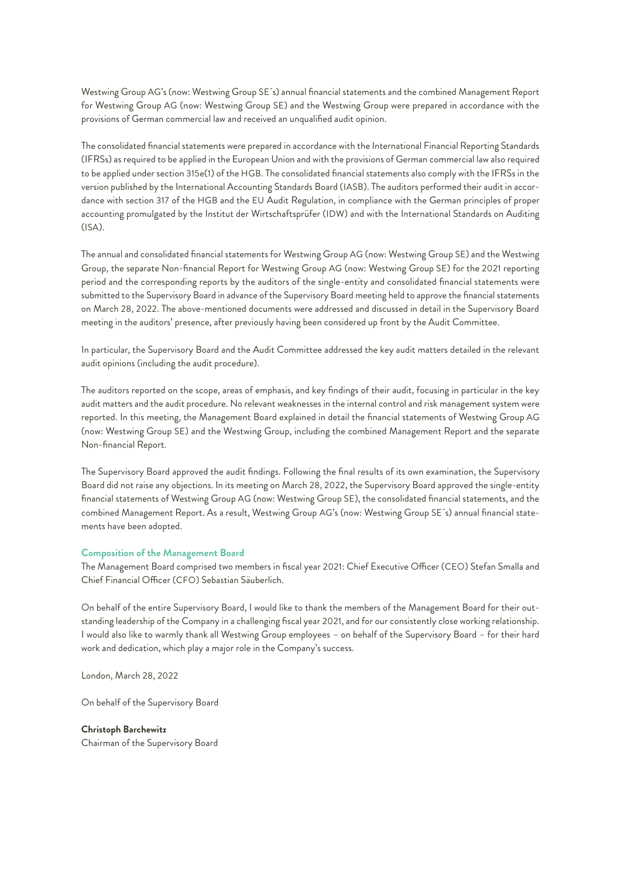Westwing Group AG's (now: Westwing Group SE´s) annual financial statements and the combined Management Report for Westwing Group AG (now: Westwing Group SE) and the Westwing Group were prepared in accordance with the provisions of German commercial law and received an unqualified audit opinion.

The consolidated financial statements were prepared in accordance with the International Financial Reporting Standards (IFRSs) as required to be applied in the European Union and with the provisions of German commercial law also required to be applied under section 315e(1) of the HGB. The consolidated financial statements also comply with the IFRSs in the version published by the International Accounting Standards Board (IASB). The auditors performed their audit in accordance with section 317 of the HGB and the EU Audit Regulation, in compliance with the German principles of proper accounting promulgated by the Institut der Wirtschaftsprüfer (IDW) and with the International Standards on Auditing (ISA).

The annual and consolidated financial statements for Westwing Group AG (now: Westwing Group SE) and the Westwing Group, the separate Non-financial Report for Westwing Group AG (now: Westwing Group SE) for the 2021 reporting period and the corresponding reports by the auditors of the single-entity and consolidated financial statements were submitted to the Supervisory Board in advance of the Supervisory Board meeting held to approve the financial statements on March 28, 2022. The above-mentioned documents were addressed and discussed in detail in the Supervisory Board meeting in the auditors' presence, after previously having been considered up front by the Audit Committee.

In particular, the Supervisory Board and the Audit Committee addressed the key audit matters detailed in the relevant audit opinions (including the audit procedure).

The auditors reported on the scope, areas of emphasis, and key findings of their audit, focusing in particular in the key audit matters and the audit procedure. No relevant weaknesses in the internal control and risk management system were reported. In this meeting, the Management Board explained in detail the financial statements of Westwing Group AG (now: Westwing Group SE) and the Westwing Group, including the combined Management Report and the separate Non-financial Report.

The Supervisory Board approved the audit findings. Following the final results of its own examination, the Supervisory Board did not raise any objections. In its meeting on March 28, 2022, the Supervisory Board approved the single-entity financial statements of Westwing Group AG (now: Westwing Group SE), the consolidated financial statements, and the combined Management Report. As a result, Westwing Group AG's (now: Westwing Group SE´s) annual financial statements have been adopted.

### Composition of the Management Board

The Management Board comprised two members in fiscal year 2021: Chief Executive Officer (CEO) Stefan Smalla and Chief Financial Officer (CFO) Sebastian Säuberlich.

On behalf of the entire Supervisory Board, I would like to thank the members of the Management Board for their outstanding leadership of the Company in a challenging fiscal year 2021, and for our consistently close working relationship. I would also like to warmly thank all Westwing Group employees – on behalf of the Supervisory Board – for their hard work and dedication, which play a major role in the Company's success.

London, March 28, 2022

On behalf of the Supervisory Board

**Christoph Barchewitz**
Chairman of the Supervisory Board